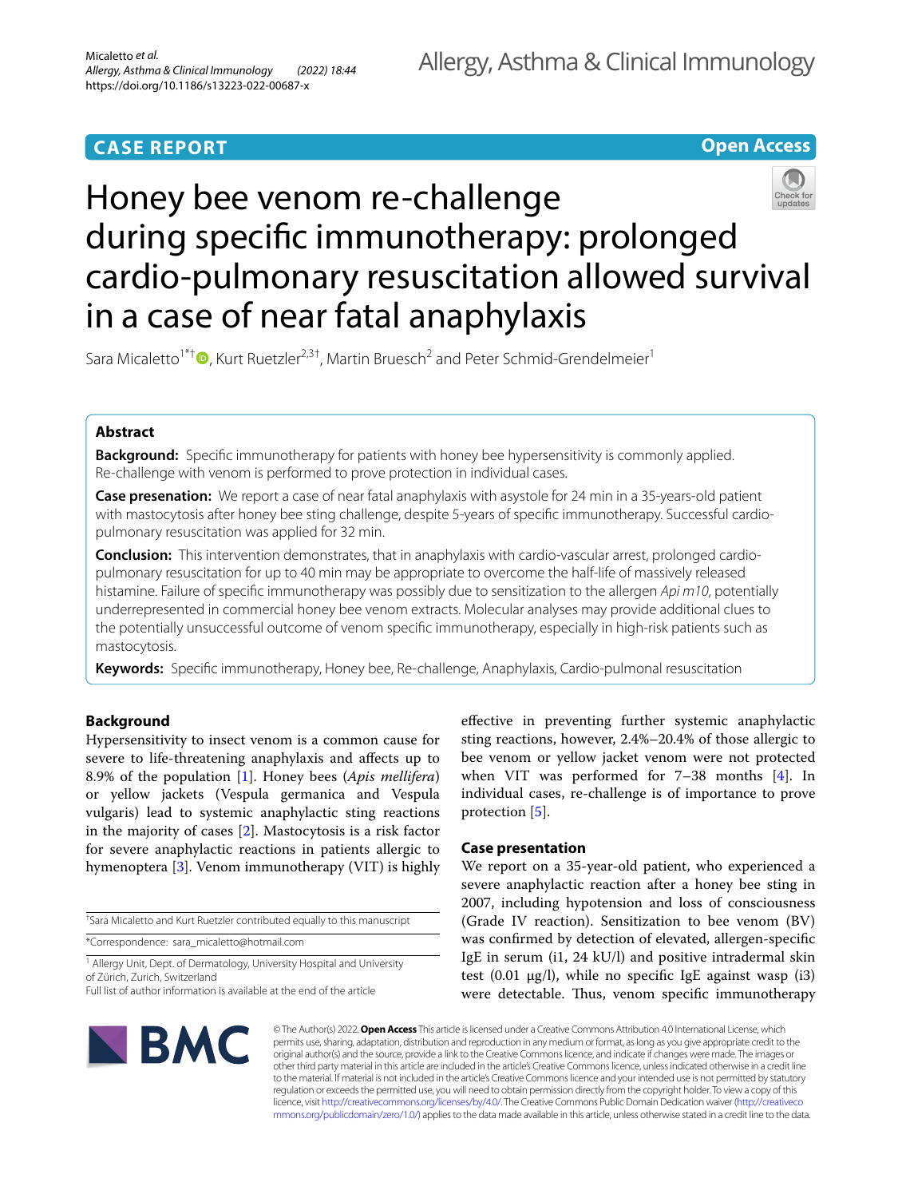**CASE REPORT** **Open Access**

# Honey bee venom re-challenge during specific immunotherapy: prolonged cardio-pulmonary resuscitation allowed survival in a case of near fatal anaphylaxis

Sara Micaletto[1*†], Kurt Ruetzler[2,3†], Martin Bruesch[2] and Peter Schmid-Grendelmeier[1]

## Abstract

**Background:** Specific immunotherapy for patients with honey bee hypersensitivity is commonly applied. Re-challenge with venom is performed to prove protection in individual cases.

**Case presenation:** We report a case of near fatal anaphylaxis with asystole for 24 min in a 35-years-old patient with mastocytosis after honey bee sting challenge, despite 5-years of specific immunotherapy. Successful cardio-pulmonary resuscitation was applied for 32 min.

**Conclusion:** This intervention demonstrates, that in anaphylaxis with cardio-vascular arrest, prolonged cardio-pulmonary resuscitation for up to 40 min may be appropriate to overcome the half-life of massively released histamine. Failure of specific immunotherapy was possibly due to sensitization to the allergen *Api m10*, potentially underrepresented in commercial honey bee venom extracts. Molecular analyses may provide additional clues to the potentially unsuccessful outcome of venom specific immunotherapy, especially in high-risk patients such as mastocytosis.

**Keywords:** Specific immunotherapy, Honey bee, Re-challenge, Anaphylaxis, Cardio-pulmonal resuscitation

## Background

Hypersensitivity to insect venom is a common cause for severe to life-threatening anaphylaxis and affects up to 8.9% of the population [1]. Honey bees (*Apis mellifera*) or yellow jackets (Vespula germanica and Vespula vulgaris) lead to systemic anaphylactic sting reactions in the majority of cases [2]. Mastocytosis is a risk factor for severe anaphylactic reactions in patients allergic to hymenoptera [3]. Venom immunotherapy (VIT) is highly effective in preventing further systemic anaphylactic sting reactions, however, 2.4%–20.4% of those allergic to bee venom or yellow jacket venom were not protected when VIT was performed for 7–38 months [4]. In individual cases, re-challenge is of importance to prove protection [5].

## Case presentation

We report on a 35-year-old patient, who experienced a severe anaphylactic reaction after a honey bee sting in 2007, including hypotension and loss of consciousness (Grade IV reaction). Sensitization to bee venom (BV) was confirmed by detection of elevated, allergen-specific IgE in serum (i1, 24 kU/l) and positive intradermal skin test (0.01 µg/l), while no specific IgE against wasp (i3) were detectable. Thus, venom specific immunotherapy

---

†Sara Micaletto and Kurt Ruetzler contributed equally to this manuscript

*Correspondence: sara_micaletto@hotmail.com

[1] Allergy Unit, Dept. of Dermatology, University Hospital and University of Zürich, Zurich, Switzerland

Full list of author information is available at the end of the article

© The Author(s) 2022. **Open Access** This article is licensed under a Creative Commons Attribution 4.0 International License, which permits use, sharing, adaptation, distribution and reproduction in any medium or format, as long as you give appropriate credit to the original author(s) and the source, provide a link to the Creative Commons licence, and indicate if changes were made. The images or other third party material in this article are included in the article's Creative Commons licence, unless indicated otherwise in a credit line to the material. If material is not included in the article's Creative Commons licence and your intended use is not permitted by statutory regulation or exceeds the permitted use, you will need to obtain permission directly from the copyright holder. To view a copy of this licence, visit http://creativecommons.org/licenses/by/4.0/. The Creative Commons Public Domain Dedication waiver (http://creativecommons.org/publicdomain/zero/1.0/) applies to the data made available in this article, unless otherwise stated in a credit line to the data.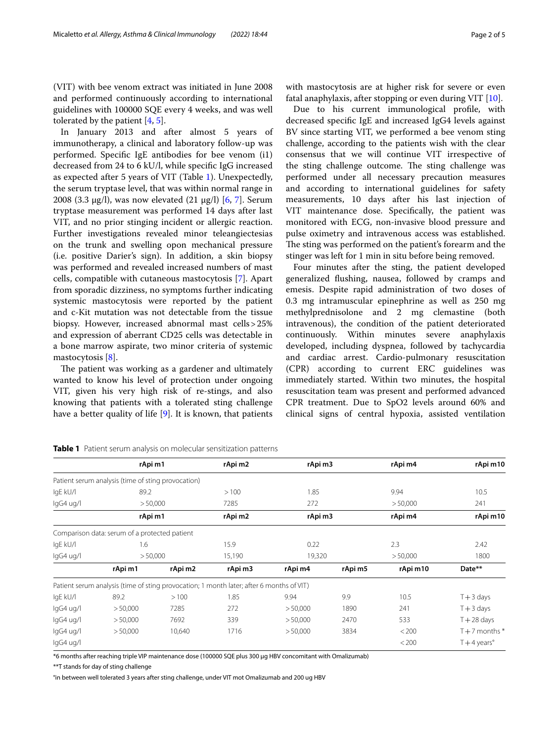(VIT) with bee venom extract was initiated in June 2008 and performed continuously according to international guidelines with 100000 SQE every 4 weeks, and was well tolerated by the patient [4, 5].

In January 2013 and after almost 5 years of immunotherapy, a clinical and laboratory follow-up was performed. Specific IgE antibodies for bee venom (i1) decreased from 24 to 6 kU/l, while specific IgG increased as expected after 5 years of VIT (Table 1). Unexpectedly, the serum tryptase level, that was within normal range in 2008 (3.3 µg/l), was now elevated (21 µg/l) [6, 7]. Serum tryptase measurement was performed 14 days after last VIT, and no prior stinging incident or allergic reaction. Further investigations revealed minor teleangiectesias on the trunk and swelling opon mechanical pressure (i.e. positive Darier's sign). In addition, a skin biopsy was performed and revealed increased numbers of mast cells, compatible with cutaneous mastocytosis [7]. Apart from sporadic dizziness, no symptoms further indicating systemic mastocytosis were reported by the patient and c-Kit mutation was not detectable from the tissue biopsy. However, increased abnormal mast cells > 25% and expression of aberrant CD25 cells was detectable in a bone marrow aspirate, two minor criteria of systemic mastocytosis [8].

The patient was working as a gardener and ultimately wanted to know his level of protection under ongoing VIT, given his very high risk of re-stings, and also knowing that patients with a tolerated sting challenge have a better quality of life [9]. It is known, that patients with mastocytosis are at higher risk for severe or even fatal anaphylaxis, after stopping or even during VIT [10].

Due to his current immunological profile, with decreased specific IgE and increased IgG4 levels against BV since starting VIT, we performed a bee venom sting challenge, according to the patients wish with the clear consensus that we will continue VIT irrespective of the sting challenge outcome. The sting challenge was performed under all necessary precaution measures and according to international guidelines for safety measurements, 10 days after his last injection of VIT maintenance dose. Specifically, the patient was monitored with ECG, non-invasive blood pressure and pulse oximetry and intravenous access was established. The sting was performed on the patient's forearm and the stinger was left for 1 min in situ before being removed.

Four minutes after the sting, the patient developed generalized flushing, nausea, followed by cramps and emesis. Despite rapid administration of two doses of 0.3 mg intramuscular epinephrine as well as 250 mg methylprednisolone and 2 mg clemastine (both intravenous), the condition of the patient deteriorated continuously. Within minutes severe anaphylaxis developed, including dyspnea, followed by tachycardia and cardiac arrest. Cardio-pulmonary resuscitation (CPR) according to current ERC guidelines was immediately started. Within two minutes, the hospital resuscitation team was present and performed advanced CPR treatment. Due to SpO2 levels around 60% and clinical signs of central hypoxia, assisted ventilation

**Table 1** Patient serum analysis on molecular sensitization patterns

| | rApi m1 | rApi m2 | rApi m3 | rApi m4 | rApi m10 | |
|---|---|---|---|---|---|---|
| Patient serum analysis (time of sting provocation) | | | | | | |
| IgE kU/l | 89.2 | > 100 | 1.85 | 9.94 | 10.5 | |
| IgG4 ug/l | > 50,000 | 7285 | 272 | > 50,000 | 241 | |
| | rApi m1 | rApi m2 | rApi m3 | rApi m4 | rApi m10 | |
| Comparison data: serum of a protected patient | | | | | | |
| IgE kU/l | 1.6 | 15.9 | 0.22 | 2.3 | 2.42 | |
| IgG4 ug/l | > 50,000 | 15,190 | 19,320 | > 50,000 | 1800 | |

| | rApi m1 | rApi m2 | rApi m3 | rApi m4 | rApi m5 | rApi m10 | Date** |
|---|---|---|---|---|---|---|---|
| Patient serum analysis (time of sting provocation; 1 month later; after 6 months of VIT) | | | | | | | |
| IgE kU/l | 89.2 | > 100 | 1.85 | 9.94 | 9.9 | 10.5 | T + 3 days |
| IgG4 ug/l | > 50,000 | 7285 | 272 | > 50,000 | 1890 | 241 | T + 3 days |
| IgG4 ug/l | > 50,000 | 7692 | 339 | > 50,000 | 2470 | 533 | T + 28 days |
| IgG4 ug/l | > 50,000 | 10,640 | 1716 | > 50,000 | 3834 | < 200 | T + 7 months * |
| IgG4 ug/l | | | | | | < 200 | T + 4 years° |

*6 months after reaching triple VIP maintenance dose (100000 SQE plus 300 µg HBV concomitant with Omalizumab)

**T stands for day of sting challenge

°in between well tolerated 3 years after sting challenge, under VIT mot Omalizumab and 200 ug HBV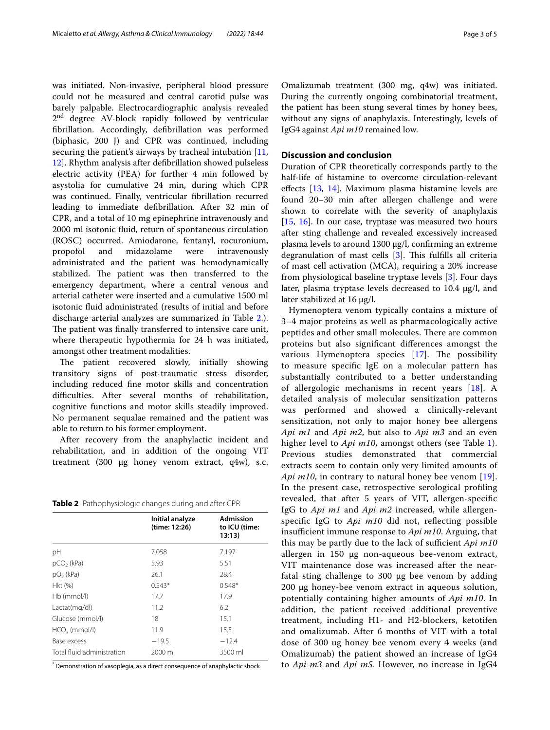was initiated. Non-invasive, peripheral blood pressure could not be measured and central carotid pulse was barely palpable. Electrocardiographic analysis revealed 2nd degree AV-block rapidly followed by ventricular fibrillation. Accordingly, defibrillation was performed (biphasic, 200 J) and CPR was continued, including securing the patient's airways by tracheal intubation [11, 12]. Rhythm analysis after defibrillation showed pulseless electric activity (PEA) for further 4 min followed by asystolia for cumulative 24 min, during which CPR was continued. Finally, ventricular fibrillation recurred leading to immediate defibrillation. After 32 min of CPR, and a total of 10 mg epinephrine intravenously and 2000 ml isotonic fluid, return of spontaneous circulation (ROSC) occurred. Amiodarone, fentanyl, rocuronium, propofol and midazolame were intravenously administrated and the patient was hemodynamically stabilized. The patient was then transferred to the emergency department, where a central venous and arterial catheter were inserted and a cumulative 1500 ml isotonic fluid administrated (results of initial and before discharge arterial analyzes are summarized in Table 2.). The patient was finally transferred to intensive care unit, where therapeutic hypothermia for 24 h was initiated, amongst other treatment modalities.

The patient recovered slowly, initially showing transitory signs of post-traumatic stress disorder, including reduced fine motor skills and concentration difficulties. After several months of rehabilitation, cognitive functions and motor skills steadily improved. No permanent sequalae remained and the patient was able to return to his former employment.

After recovery from the anaphylactic incident and rehabilitation, and in addition of the ongoing VIT treatment (300 µg honey venom extract, q4w), s.c. Omalizumab treatment (300 mg, q4w) was initiated. During the currently ongoing combinatorial treatment, the patient has been stung several times by honey bees, without any signs of anaphylaxis. Interestingly, levels of IgG4 against *Api m10* remained low.

**Table 2** Pathophysiologic changes during and after CPR

| | Initial analyze (time: 12:26) | Admission to ICU (time: 13:13) |
|---|---|---|
| pH | 7.058 | 7.197 |
| $pCO_2$ (kPa) | 5.93 | 5.51 |
| $pO_2$ (kPa) | 26.1 | 28.4 |
| Hkt (%) | 0.543* | 0.548* |
| Hb (mmol/l) | 17.7 | 17.9 |
| Lactat(mg/dl) | 11.2 | 6.2 |
| Glucose (mmol/l) | 18 | 15.1 |
| $HCO_3$ (mmol/l) | 11.9 | 15.5 |
| Base excess | −19.5 | −12.4 |
| Total fluid administration | 2000 ml | 3500 ml |

* Demonstration of vasoplegia, as a direct consequence of anaphylactic shock

## Discussion and conclusion

Duration of CPR theoretically corresponds partly to the half-life of histamine to overcome circulation-relevant effects [13, 14]. Maximum plasma histamine levels are found 20–30 min after allergen challenge and were shown to correlate with the severity of anaphylaxis [15, 16]. In our case, tryptase was measured two hours after sting challenge and revealed excessively increased plasma levels to around 1300 µg/l, confirming an extreme degranulation of mast cells [3]. This fulfills all criteria of mast cell activation (MCA), requiring a 20% increase from physiological baseline tryptase levels [3]. Four days later, plasma tryptase levels decreased to 10.4 µg/l, and later stabilized at 16 µg/l.

Hymenoptera venom typically contains a mixture of 3–4 major proteins as well as pharmacologically active peptides and other small molecules. There are common proteins but also significant differences amongst the various Hymenoptera species [17]. The possibility to measure specific IgE on a molecular pattern has substantially contributed to a better understanding of allergologic mechanisms in recent years [18]. A detailed analysis of molecular sensitization patterns was performed and showed a clinically-relevant sensitization, not only to major honey bee allergens *Api m1* and *Api m2*, but also to *Api m3* and an even higher level to *Api m10*, amongst others (see Table 1). Previous studies demonstrated that commercial extracts seem to contain only very limited amounts of *Api m10*, in contrary to natural honey bee venom [19]. In the present case, retrospective serological profiling revealed, that after 5 years of VIT, allergen-specific IgG to *Api m1* and *Api m2* increased, while allergen-specific IgG to *Api m10* did not, reflecting possible insufficient immune response to *Api m10*. Arguing, that this may be partly due to the lack of sufficient *Api m10* allergen in 150 µg non-aqueous bee-venom extract, VIT maintenance dose was increased after the near-fatal sting challenge to 300 µg bee venom by adding 200 µg honey-bee venom extract in aqueous solution, potentially containing higher amounts of *Api m10*. In addition, the patient received additional preventive treatment, including H1- and H2-blockers, ketotifen and omalizumab. After 6 months of VIT with a total dose of 300 ug honey bee venom every 4 weeks (and Omalizumab) the patient showed an increase of IgG4 to *Api m3* and *Api m5*. However, no increase in IgG4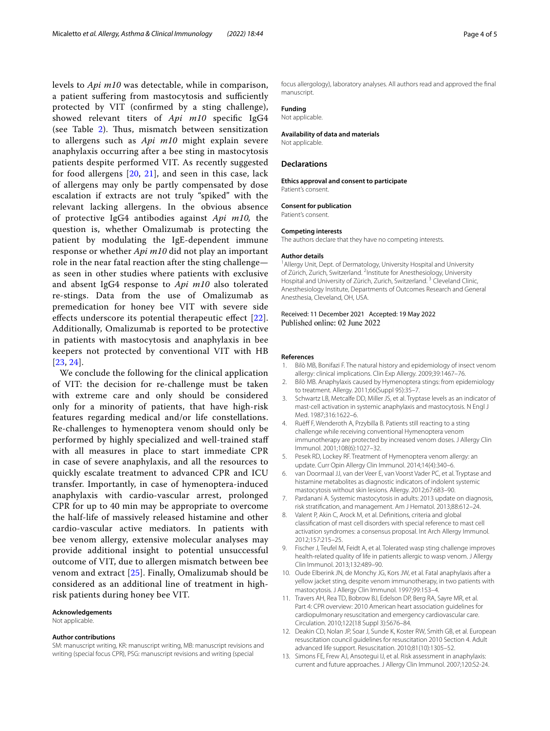levels to *Api m10* was detectable, while in comparison, a patient suffering from mastocytosis and sufficiently protected by VIT (confirmed by a sting challenge), showed relevant titers of *Api m10* specific IgG4 (see Table 2). Thus, mismatch between sensitization to allergens such as *Api m10* might explain severe anaphylaxis occurring after a bee sting in mastocytosis patients despite performed VIT. As recently suggested for food allergens [20, 21], and seen in this case, lack of allergens may only be partly compensated by dose escalation if extracts are not truly "spiked" with the relevant lacking allergens. In the obvious absence of protective IgG4 antibodies against *Api m10,* the question is, whether Omalizumab is protecting the patient by modulating the IgE-dependent immune response or whether *Api m10* did not play an important role in the near fatal reaction after the sting challenge—as seen in other studies where patients with exclusive and absent IgG4 response to *Api m10* also tolerated re-stings. Data from the use of Omalizumab as premedication for honey bee VIT with severe side effects underscore its potential therapeutic effect [22]. Additionally, Omalizumab is reported to be protective in patients with mastocytosis and anaphylaxis in bee keepers not protected by conventional VIT with HB [23, 24].

We conclude the following for the clinical application of VIT: the decision for re-challenge must be taken with extreme care and only should be considered only for a minority of patients, that have high-risk features regarding medical and/or life constellations. Re-challenges to hymenoptera venom should only be performed by highly specialized and well-trained staff with all measures in place to start immediate CPR in case of severe anaphylaxis, and all the resources to quickly escalate treatment to advanced CPR and ICU transfer. Importantly, in case of hymenoptera-induced anaphylaxis with cardio-vascular arrest, prolonged CPR for up to 40 min may be appropriate to overcome the half-life of massively released histamine and other cardio-vascular active mediators. In patients with bee venom allergy, extensive molecular analyses may provide additional insight to potential unsuccessful outcome of VIT, due to allergen mismatch between bee venom and extract [25]. Finally, Omalizumab should be considered as an additional line of treatment in high-risk patients during honey bee VIT.

#### Acknowledgements
Not applicable.

#### Author contributions
SM: manuscript writing, KR: manuscript writing, MB: manuscript revisions and writing (special focus CPR), PSG: manuscript revisions and writing (special focus allergology), laboratory analyses. All authors read and approved the final manuscript.

#### Funding
Not applicable.

#### Availability of data and materials
Not applicable.

## Declarations

#### Ethics approval and consent to participate
Patient's consent.

#### Consent for publication
Patient's consent.

#### Competing interests
The authors declare that they have no competing interests.

#### Author details
[1] Allergy Unit, Dept. of Dermatology, University Hospital and University of Zürich, Zurich, Switzerland. [2] Institute for Anesthesiology, University Hospital and University of Zürich, Zurich, Switzerland. [3] Cleveland Clinic, Anesthesiology Institute, Departments of Outcomes Research and General Anesthesia, Cleveland, OH, USA.

Received: 11 December 2021 Accepted: 19 May 2022
Published online: 02 June 2022

#### References
1. Bilò MB, Bonifazi F. The natural history and epidemiology of insect venom allergy: clinical implications. Clin Exp Allergy. 2009;39:1467–76.
2. Bilò MB. Anaphylaxis caused by Hymenoptera stings: from epidemiology to treatment. Allergy. 2011;66(Suppl 95):35–7.
3. Schwartz LB, Metcalfe DD, Miller JS, et al. Tryptase levels as an indicator of mast-cell activation in systemic anaphylaxis and mastocytosis. N Engl J Med. 1987;316:1622–6.
4. Ruëff F, Wenderoth A, Przybilla B. Patients still reacting to a sting challenge while receiving conventional Hymenoptera venom immunotherapy are protected by increased venom doses. J Allergy Clin Immunol. 2001;108(6):1027–32.
5. Pesek RD, Lockey RF. Treatment of Hymenoptera venom allergy: an update. Curr Opin Allergy Clin Immunol. 2014;14(4):340–6.
6. van Doormaal JJ, van der Veer E, van Voorst Vader PC, et al. Tryptase and histamine metabolites as diagnostic indicators of indolent systemic mastocytosis without skin lesions. Allergy. 2012;67:683–90.
7. Pardanani A. Systemic mastocytosis in adults: 2013 update on diagnosis, risk stratification, and management. Am J Hematol. 2013;88:612–24.
8. Valent P, Akin C, Arock M, et al. Definitions, criteria and global classification of mast cell disorders with special reference to mast cell activation syndromes: a consensus proposal. Int Arch Allergy Immunol. 2012;157:215–25.
9. Fischer J, Teufel M, Feidt A, et al. Tolerated wasp sting challenge improves health-related quality of life in patients allergic to wasp venom. J Allergy Clin Immunol. 2013;132:489–90.
10. Oude Elberink JN, de Monchy JG, Kors JW, et al. Fatal anaphylaxis after a yellow jacket sting, despite venom immunotherapy, in two patients with mastocytosis. J Allergy Clin Immunol. 1997;99:153–4.
11. Travers AH, Rea TD, Bobrow BJ, Edelson DP, Berg RA, Sayre MR, et al. Part 4: CPR overview: 2010 American heart association guidelines for cardiopulmonary resuscitation and emergency cardiovascular care. Circulation. 2010;122(18 Suppl 3):S676–84.
12. Deakin CD, Nolan JP, Soar J, Sunde K, Koster RW, Smith GB, et al. European resuscitation council guidelines for resuscitation 2010 Section 4. Adult advanced life support. Resuscitation. 2010;81(10):1305–52.
13. Simons FE, Frew AJ, Ansotegui IJ, et al. Risk assessment in anaphylaxis: current and future approaches. J Allergy Clin Immunol. 2007;120:S2-24.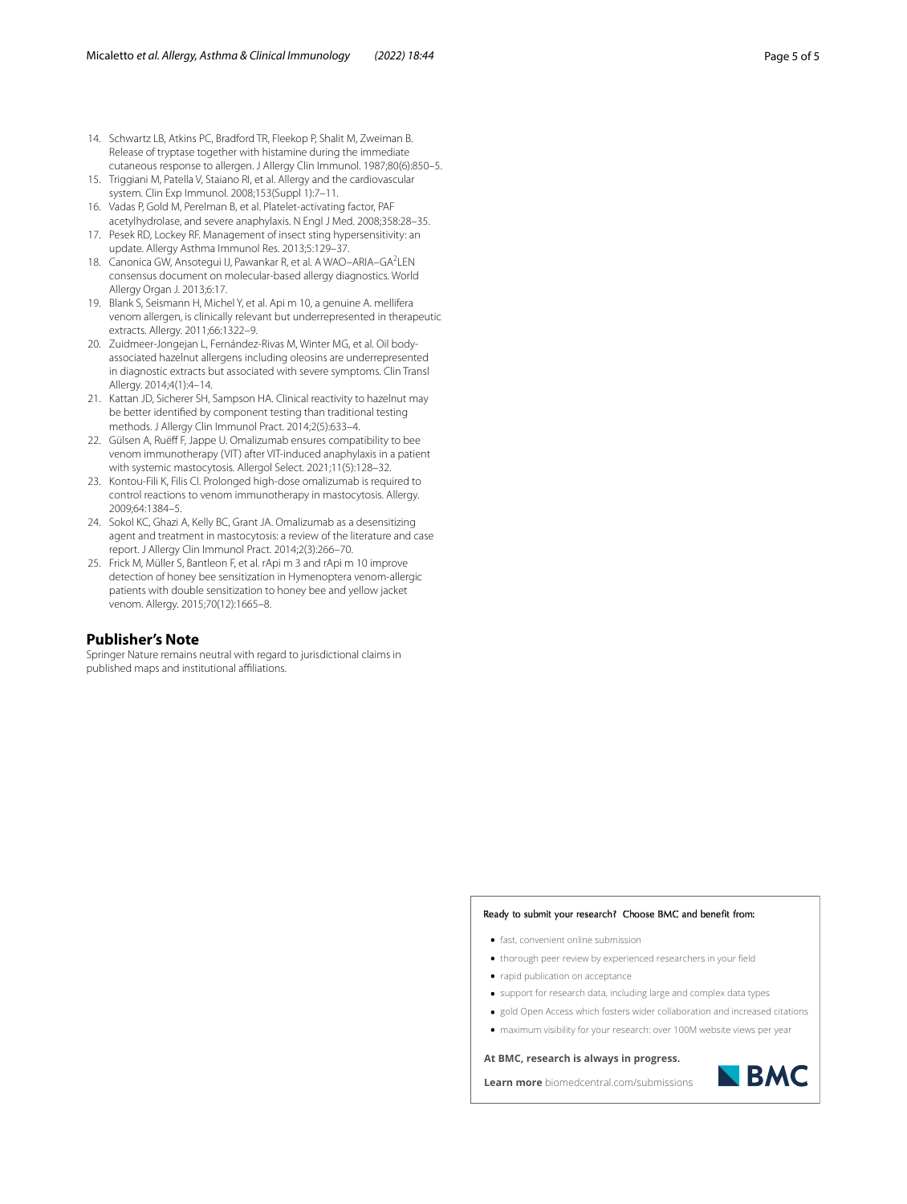14. Schwartz LB, Atkins PC, Bradford TR, Fleekop P, Shalit M, Zweiman B. Release of tryptase together with histamine during the immediate cutaneous response to allergen. J Allergy Clin Immunol. 1987;80(6):850–5.
15. Triggiani M, Patella V, Staiano RI, et al. Allergy and the cardiovascular system. Clin Exp Immunol. 2008;153(Suppl 1):7–11.
16. Vadas P, Gold M, Perelman B, et al. Platelet-activating factor, PAF acetylhydrolase, and severe anaphylaxis. N Engl J Med. 2008;358:28–35.
17. Pesek RD, Lockey RF. Management of insect sting hypersensitivity: an update. Allergy Asthma Immunol Res. 2013;5:129–37.
18. Canonica GW, Ansotegui IJ, Pawankar R, et al. A WAO–ARIA–GA$^2$LEN consensus document on molecular-based allergy diagnostics. World Allergy Organ J. 2013;6:17.
19. Blank S, Seismann H, Michel Y, et al. Api m 10, a genuine A. mellifera venom allergen, is clinically relevant but underrepresented in therapeutic extracts. Allergy. 2011;66:1322–9.
20. Zuidmeer-Jongejan L, Fernández-Rivas M, Winter MG, et al. Oil body-associated hazelnut allergens including oleosins are underrepresented in diagnostic extracts but associated with severe symptoms. Clin Transl Allergy. 2014;4(1):4–14.
21. Kattan JD, Sicherer SH, Sampson HA. Clinical reactivity to hazelnut may be better identified by component testing than traditional testing methods. J Allergy Clin Immunol Pract. 2014;2(5):633–4.
22. Gülsen A, Ruëff F, Jappe U. Omalizumab ensures compatibility to bee venom immunotherapy (VIT) after VIT-induced anaphylaxis in a patient with systemic mastocytosis. Allergol Select. 2021;11(5):128–32.
23. Kontou-Fili K, Filis CI. Prolonged high-dose omalizumab is required to control reactions to venom immunotherapy in mastocytosis. Allergy. 2009;64:1384–5.
24. Sokol KC, Ghazi A, Kelly BC, Grant JA. Omalizumab as a desensitizing agent and treatment in mastocytosis: a review of the literature and case report. J Allergy Clin Immunol Pract. 2014;2(3):266–70.
25. Frick M, Müller S, Bantleon F, et al. rApi m 3 and rApi m 10 improve detection of honey bee sensitization in Hymenoptera venom-allergic patients with double sensitization to honey bee and yellow jacket venom. Allergy. 2015;70(12):1665–8.

## Publisher's Note

Springer Nature remains neutral with regard to jurisdictional claims in published maps and institutional affiliations.

Ready to submit your research? Choose BMC and benefit from:

- fast, convenient online submission
- thorough peer review by experienced researchers in your field
- rapid publication on acceptance
- support for research data, including large and complex data types
- gold Open Access which fosters wider collaboration and increased citations
- maximum visibility for your research: over 100M website views per year

**At BMC, research is always in progress.**

**Learn more** biomedcentral.com/submissions

BMC